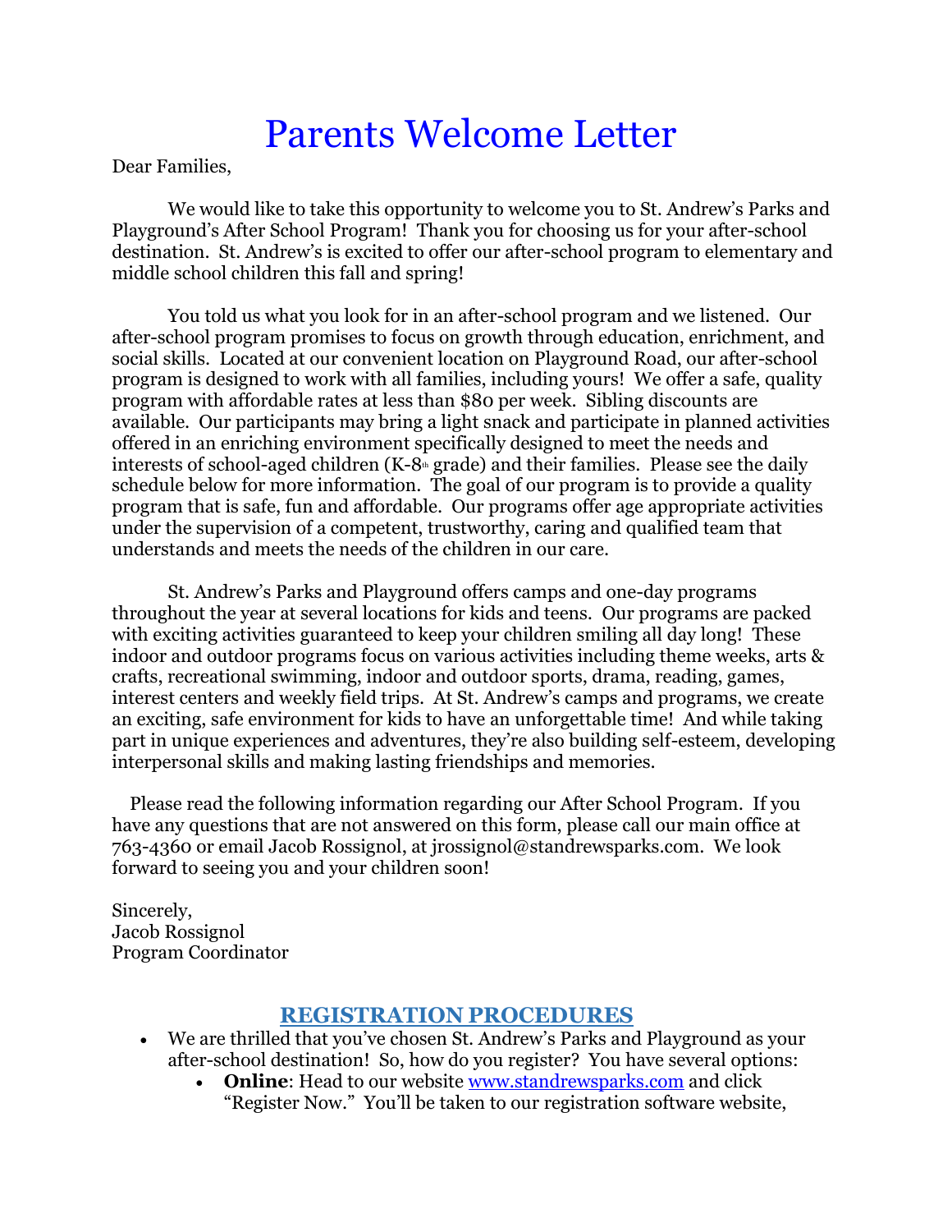# Parents Welcome Letter

Dear Families,

We would like to take this opportunity to welcome you to St. Andrew's Parks and Playground's After School Program! Thank you for choosing us for your after-school destination. St. Andrew's is excited to offer our after-school program to elementary and middle school children this fall and spring!

You told us what you look for in an after-school program and we listened. Our after-school program promises to focus on growth through education, enrichment, and social skills. Located at our convenient location on Playground Road, our after-school program is designed to work with all families, including yours! We offer a safe, quality program with affordable rates at less than $80 per week. Sibling discounts are available. Our participants may bring a light snack and participate in planned activities offered in an enriching environment specifically designed to meet the needs and interests of school-aged children (K-8th grade) and their families. Please see the daily schedule below for more information. The goal of our program is to provide a quality program that is safe, fun and affordable. Our programs offer age appropriate activities under the supervision of a competent, trustworthy, caring and qualified team that understands and meets the needs of the children in our care.

St. Andrew's Parks and Playground offers camps and one-day programs throughout the year at several locations for kids and teens. Our programs are packed with exciting activities guaranteed to keep your children smiling all day long! These indoor and outdoor programs focus on various activities including theme weeks, arts & crafts, recreational swimming, indoor and outdoor sports, drama, reading, games, interest centers and weekly field trips. At St. Andrew's camps and programs, we create an exciting, safe environment for kids to have an unforgettable time! And while taking part in unique experiences and adventures, they're also building self-esteem, developing interpersonal skills and making lasting friendships and memories.

Please read the following information regarding our After School Program. If you have any questions that are not answered on this form, please call our main office at 763-4360 or email Jacob Rossignol, at jrossignol@standrewsparks.com. We look forward to seeing you and your children soon!

Sincerely,
Jacob Rossignol
Program Coordinator

## REGISTRATION PROCEDURES

- We are thrilled that you've chosen St. Andrew's Parks and Playground as your after-school destination! So, how do you register? You have several options:
  - **Online**: Head to our website www.standrewsparks.com and click "Register Now." You'll be taken to our registration software website,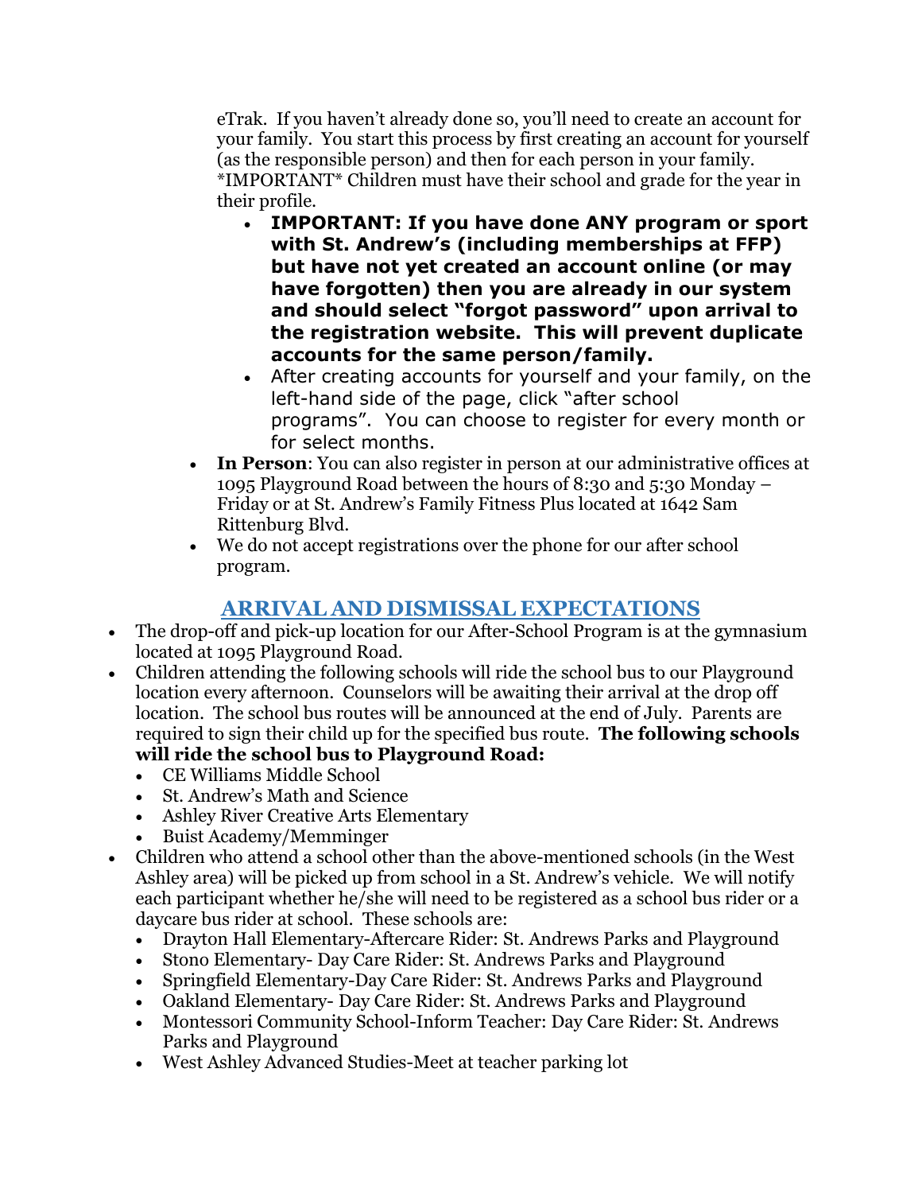eTrak. If you haven't already done so, you'll need to create an account for your family. You start this process by first creating an account for yourself (as the responsible person) and then for each person in your family. *IMPORTANT* Children must have their school and grade for the year in their profile.

- **IMPORTANT: If you have done ANY program or sport with St. Andrew's (including memberships at FFP) but have not yet created an account online (or may have forgotten) then you are already in our system and should select "forgot password" upon arrival to the registration website. This will prevent duplicate accounts for the same person/family.**
- After creating accounts for yourself and your family, on the left-hand side of the page, click "after school programs". You can choose to register for every month or for select months.

- **In Person**: You can also register in person at our administrative offices at 1095 Playground Road between the hours of 8:30 and 5:30 Monday – Friday or at St. Andrew's Family Fitness Plus located at 1642 Sam Rittenburg Blvd.
- We do not accept registrations over the phone for our after school program.

## ARRIVAL AND DISMISSAL EXPECTATIONS

- The drop-off and pick-up location for our After-School Program is at the gymnasium located at 1095 Playground Road.
- Children attending the following schools will ride the school bus to our Playground location every afternoon. Counselors will be awaiting their arrival at the drop off location. The school bus routes will be announced at the end of July. Parents are required to sign their child up for the specified bus route. **The following schools will ride the school bus to Playground Road:**
  - CE Williams Middle School
  - St. Andrew's Math and Science
  - Ashley River Creative Arts Elementary
  - Buist Academy/Memminger
- Children who attend a school other than the above-mentioned schools (in the West Ashley area) will be picked up from school in a St. Andrew's vehicle. We will notify each participant whether he/she will need to be registered as a school bus rider or a daycare bus rider at school. These schools are:
  - Drayton Hall Elementary-Aftercare Rider: St. Andrews Parks and Playground
  - Stono Elementary- Day Care Rider: St. Andrews Parks and Playground
  - Springfield Elementary-Day Care Rider: St. Andrews Parks and Playground
  - Oakland Elementary- Day Care Rider: St. Andrews Parks and Playground
  - Montessori Community School-Inform Teacher: Day Care Rider: St. Andrews Parks and Playground
  - West Ashley Advanced Studies-Meet at teacher parking lot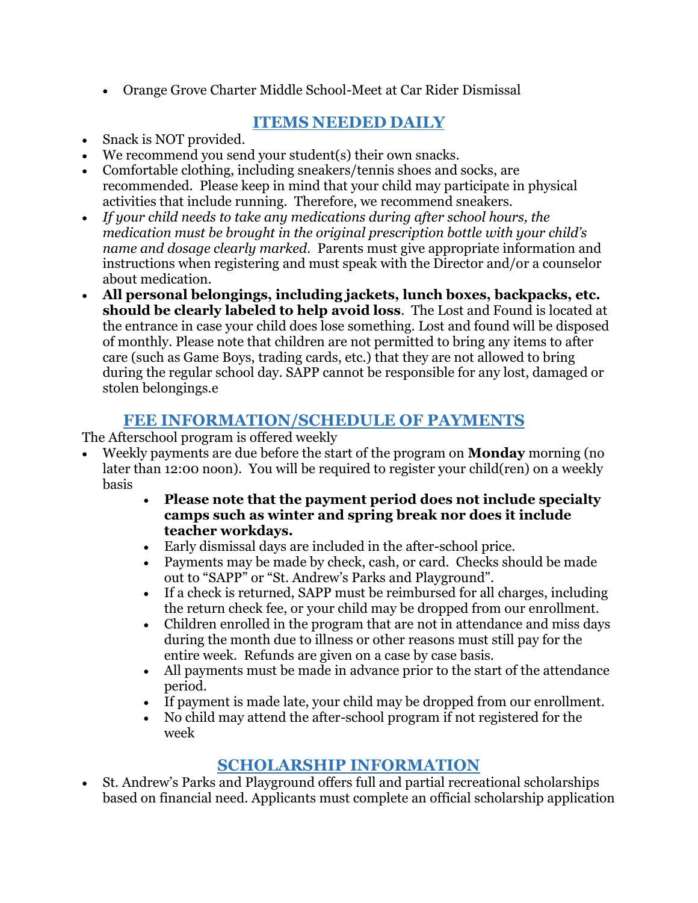- Orange Grove Charter Middle School-Meet at Car Rider Dismissal

## ITEMS NEEDED DAILY

- Snack is NOT provided.
- We recommend you send your student(s) their own snacks.
- Comfortable clothing, including sneakers/tennis shoes and socks, are recommended. Please keep in mind that your child may participate in physical activities that include running. Therefore, we recommend sneakers.
- *If your child needs to take any medications during after school hours, the medication must be brought in the original prescription bottle with your child's name and dosage clearly marked.* Parents must give appropriate information and instructions when registering and must speak with the Director and/or a counselor about medication.
- **All personal belongings, including jackets, lunch boxes, backpacks, etc. should be clearly labeled to help avoid loss**. The Lost and Found is located at the entrance in case your child does lose something. Lost and found will be disposed of monthly. Please note that children are not permitted to bring any items to after care (such as Game Boys, trading cards, etc.) that they are not allowed to bring during the regular school day. SAPP cannot be responsible for any lost, damaged or stolen belongings.e

## FEE INFORMATION/SCHEDULE OF PAYMENTS

The Afterschool program is offered weekly

- Weekly payments are due before the start of the program on **Monday** morning (no later than 12:00 noon). You will be required to register your child(ren) on a weekly basis
  - **Please note that the payment period does not include specialty camps such as winter and spring break nor does it include teacher workdays.**
  - Early dismissal days are included in the after-school price.
  - Payments may be made by check, cash, or card. Checks should be made out to "SAPP" or "St. Andrew's Parks and Playground".
  - If a check is returned, SAPP must be reimbursed for all charges, including the return check fee, or your child may be dropped from our enrollment.
  - Children enrolled in the program that are not in attendance and miss days during the month due to illness or other reasons must still pay for the entire week. Refunds are given on a case by case basis.
  - All payments must be made in advance prior to the start of the attendance period.
  - If payment is made late, your child may be dropped from our enrollment.
  - No child may attend the after-school program if not registered for the week

## SCHOLARSHIP INFORMATION

- St. Andrew's Parks and Playground offers full and partial recreational scholarships based on financial need. Applicants must complete an official scholarship application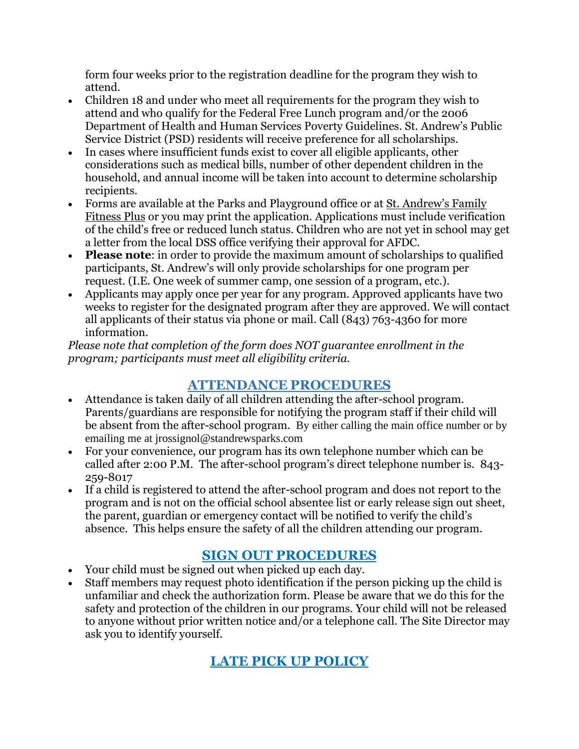form four weeks prior to the registration deadline for the program they wish to attend.

- Children 18 and under who meet all requirements for the program they wish to attend and who qualify for the Federal Free Lunch program and/or the 2006 Department of Health and Human Services Poverty Guidelines. St. Andrew's Public Service District (PSD) residents will receive preference for all scholarships.
- In cases where insufficient funds exist to cover all eligible applicants, other considerations such as medical bills, number of other dependent children in the household, and annual income will be taken into account to determine scholarship recipients.
- Forms are available at the Parks and Playground office or at St. Andrew's Family Fitness Plus or you may print the application. Applications must include verification of the child's free or reduced lunch status. Children who are not yet in school may get a letter from the local DSS office verifying their approval for AFDC.
- **Please note**: in order to provide the maximum amount of scholarships to qualified participants, St. Andrew's will only provide scholarships for one program per request. (I.E. One week of summer camp, one session of a program, etc.).
- Applicants may apply once per year for any program. Approved applicants have two weeks to register for the designated program after they are approved. We will contact all applicants of their status via phone or mail. Call (843) 763-4360 for more information.

*Please note that completion of the form does NOT guarantee enrollment in the program; participants must meet all eligibility criteria.*

## ATTENDANCE PROCEDURES

- Attendance is taken daily of all children attending the after-school program. Parents/guardians are responsible for notifying the program staff if their child will be absent from the after-school program. By either calling the main office number or by emailing me at jrossignol@standrewsparks.com
- For your convenience, our program has its own telephone number which can be called after 2:00 P.M. The after-school program's direct telephone number is. 843-259-8017
- If a child is registered to attend the after-school program and does not report to the program and is not on the official school absentee list or early release sign out sheet, the parent, guardian or emergency contact will be notified to verify the child's absence. This helps ensure the safety of all the children attending our program.

## SIGN OUT PROCEDURES

- Your child must be signed out when picked up each day.
- Staff members may request photo identification if the person picking up the child is unfamiliar and check the authorization form. Please be aware that we do this for the safety and protection of the children in our programs. Your child will not be released to anyone without prior written notice and/or a telephone call. The Site Director may ask you to identify yourself.

## LATE PICK UP POLICY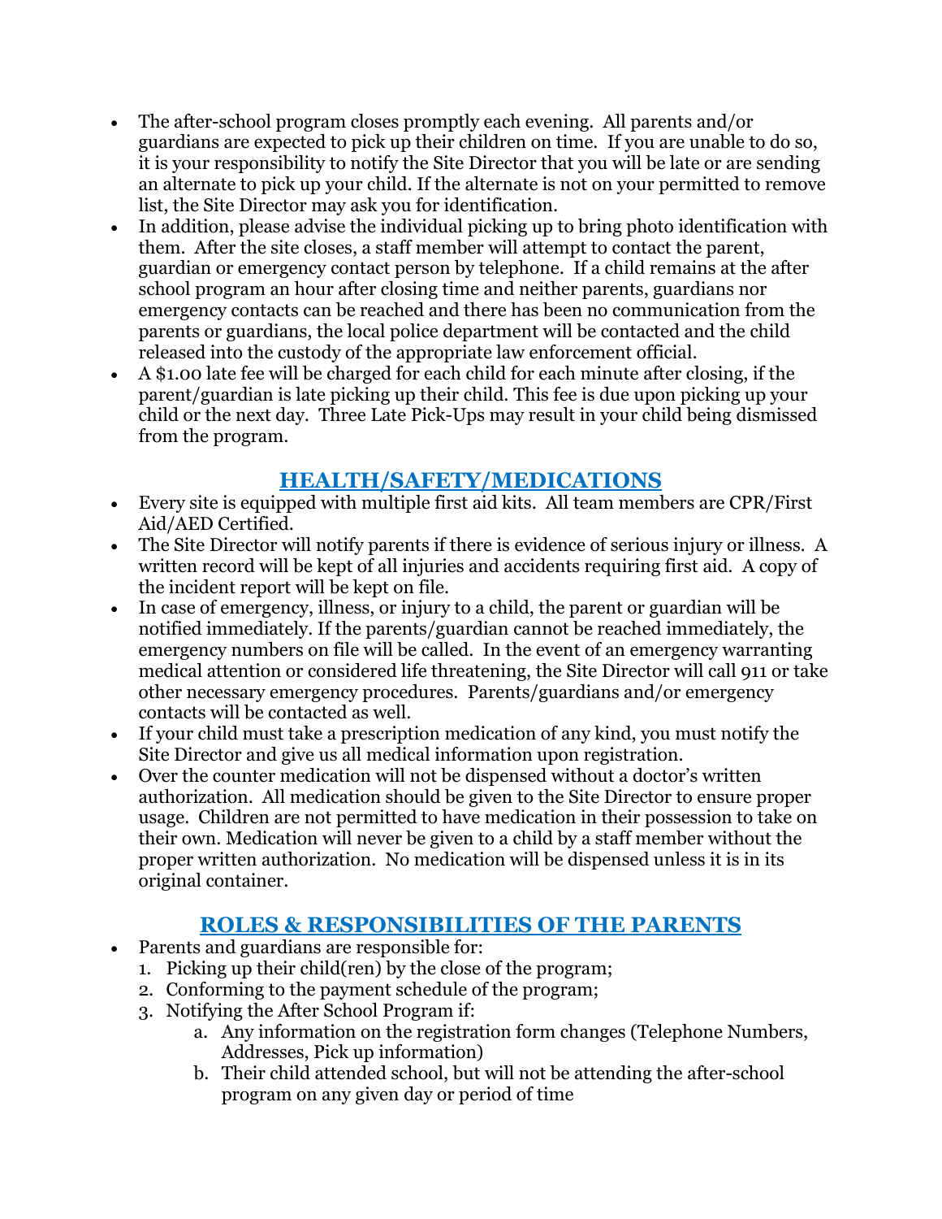- The after-school program closes promptly each evening. All parents and/or guardians are expected to pick up their children on time. If you are unable to do so, it is your responsibility to notify the Site Director that you will be late or are sending an alternate to pick up your child. If the alternate is not on your permitted to remove list, the Site Director may ask you for identification.
- In addition, please advise the individual picking up to bring photo identification with them. After the site closes, a staff member will attempt to contact the parent, guardian or emergency contact person by telephone. If a child remains at the after school program an hour after closing time and neither parents, guardians nor emergency contacts can be reached and there has been no communication from the parents or guardians, the local police department will be contacted and the child released into the custody of the appropriate law enforcement official.
- A $1.00 late fee will be charged for each child for each minute after closing, if the parent/guardian is late picking up their child. This fee is due upon picking up your child or the next day. Three Late Pick-Ups may result in your child being dismissed from the program.

## HEALTH/SAFETY/MEDICATIONS

- Every site is equipped with multiple first aid kits. All team members are CPR/First Aid/AED Certified.
- The Site Director will notify parents if there is evidence of serious injury or illness. A written record will be kept of all injuries and accidents requiring first aid. A copy of the incident report will be kept on file.
- In case of emergency, illness, or injury to a child, the parent or guardian will be notified immediately. If the parents/guardian cannot be reached immediately, the emergency numbers on file will be called. In the event of an emergency warranting medical attention or considered life threatening, the Site Director will call 911 or take other necessary emergency procedures. Parents/guardians and/or emergency contacts will be contacted as well.
- If your child must take a prescription medication of any kind, you must notify the Site Director and give us all medical information upon registration.
- Over the counter medication will not be dispensed without a doctor's written authorization. All medication should be given to the Site Director to ensure proper usage. Children are not permitted to have medication in their possession to take on their own. Medication will never be given to a child by a staff member without the proper written authorization. No medication will be dispensed unless it is in its original container.

## ROLES & RESPONSIBILITIES OF THE PARENTS

- Parents and guardians are responsible for:
  1. Picking up their child(ren) by the close of the program;
  2. Conforming to the payment schedule of the program;
  3. Notifying the After School Program if:
     a. Any information on the registration form changes (Telephone Numbers, Addresses, Pick up information)
     b. Their child attended school, but will not be attending the after-school program on any given day or period of time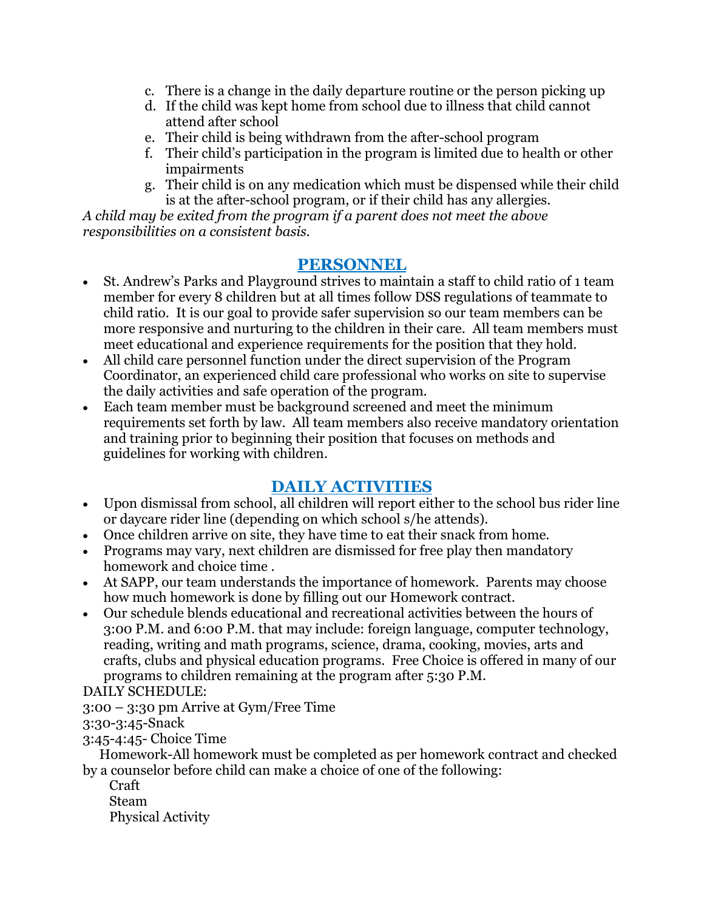c. There is a change in the daily departure routine or the person picking up
d. If the child was kept home from school due to illness that child cannot attend after school
e. Their child is being withdrawn from the after-school program
f. Their child's participation in the program is limited due to health or other impairments
g. Their child is on any medication which must be dispensed while their child is at the after-school program, or if their child has any allergies.

*A child may be exited from the program if a parent does not meet the above responsibilities on a consistent basis.*

## PERSONNEL

- St. Andrew's Parks and Playground strives to maintain a staff to child ratio of 1 team member for every 8 children but at all times follow DSS regulations of teammate to child ratio. It is our goal to provide safer supervision so our team members can be more responsive and nurturing to the children in their care. All team members must meet educational and experience requirements for the position that they hold.
- All child care personnel function under the direct supervision of the Program Coordinator, an experienced child care professional who works on site to supervise the daily activities and safe operation of the program.
- Each team member must be background screened and meet the minimum requirements set forth by law. All team members also receive mandatory orientation and training prior to beginning their position that focuses on methods and guidelines for working with children.

## DAILY ACTIVITIES

- Upon dismissal from school, all children will report either to the school bus rider line or daycare rider line (depending on which school s/he attends).
- Once children arrive on site, they have time to eat their snack from home.
- Programs may vary, next children are dismissed for free play then mandatory homework and choice time .
- At SAPP, our team understands the importance of homework. Parents may choose how much homework is done by filling out our Homework contract.
- Our schedule blends educational and recreational activities between the hours of 3:00 P.M. and 6:00 P.M. that may include: foreign language, computer technology, reading, writing and math programs, science, drama, cooking, movies, arts and crafts, clubs and physical education programs. Free Choice is offered in many of our programs to children remaining at the program after 5:30 P.M.

DAILY SCHEDULE:

3:00 – 3:30 pm Arrive at Gym/Free Time

3:30-3:45-Snack

3:45-4:45- Choice Time

Homework-All homework must be completed as per homework contract and checked by a counselor before child can make a choice of one of the following:

Craft

Steam

Physical Activity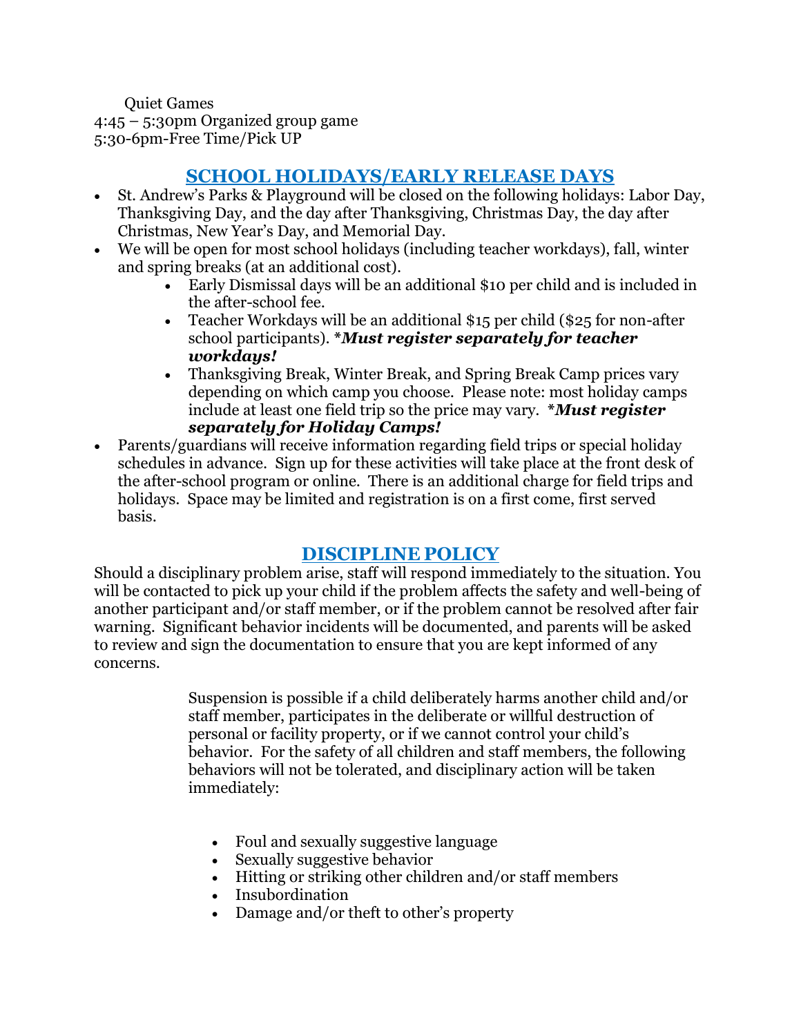Quiet Games
4:45 – 5:30pm Organized group game
5:30-6pm-Free Time/Pick UP

## SCHOOL HOLIDAYS/EARLY RELEASE DAYS

- St. Andrew's Parks & Playground will be closed on the following holidays: Labor Day, Thanksgiving Day, and the day after Thanksgiving, Christmas Day, the day after Christmas, New Year's Day, and Memorial Day.
- We will be open for most school holidays (including teacher workdays), fall, winter and spring breaks (at an additional cost).
    - Early Dismissal days will be an additional $10 per child and is included in the after-school fee.
    - Teacher Workdays will be an additional $15 per child ($25 for non-after school participants). ***Must register separately for teacher workdays!***
    - Thanksgiving Break, Winter Break, and Spring Break Camp prices vary depending on which camp you choose. Please note: most holiday camps include at least one field trip so the price may vary. ***Must register separately for Holiday Camps!***
- Parents/guardians will receive information regarding field trips or special holiday schedules in advance. Sign up for these activities will take place at the front desk of the after-school program or online. There is an additional charge for field trips and holidays. Space may be limited and registration is on a first come, first served basis.

## DISCIPLINE POLICY

Should a disciplinary problem arise, staff will respond immediately to the situation. You will be contacted to pick up your child if the problem affects the safety and well-being of another participant and/or staff member, or if the problem cannot be resolved after fair warning. Significant behavior incidents will be documented, and parents will be asked to review and sign the documentation to ensure that you are kept informed of any concerns.

Suspension is possible if a child deliberately harms another child and/or staff member, participates in the deliberate or willful destruction of personal or facility property, or if we cannot control your child's behavior. For the safety of all children and staff members, the following behaviors will not be tolerated, and disciplinary action will be taken immediately:

- Foul and sexually suggestive language
- Sexually suggestive behavior
- Hitting or striking other children and/or staff members
- Insubordination
- Damage and/or theft to other's property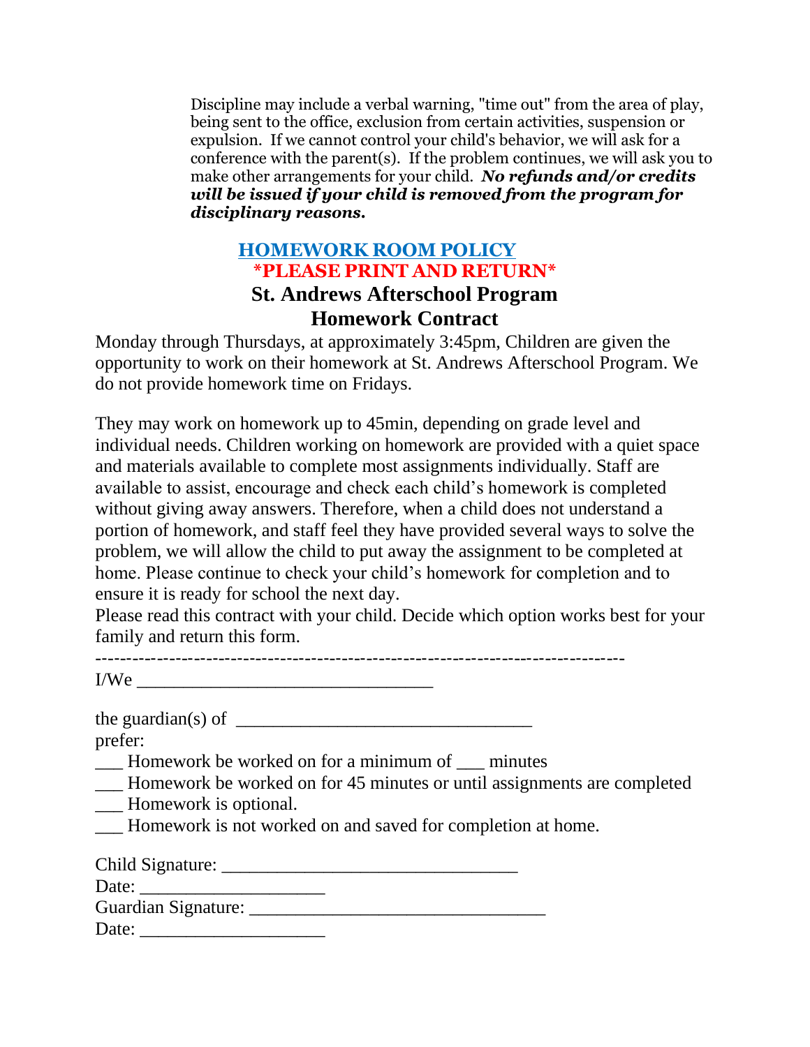Discipline may include a verbal warning, "time out" from the area of play, being sent to the office, exclusion from certain activities, suspension or expulsion. If we cannot control your child's behavior, we will ask for a conference with the parent(s). If the problem continues, we will ask you to make other arrangements for your child. ***No refunds and/or credits will be issued if your child is removed from the program for disciplinary reasons.***

## HOMEWORK ROOM POLICY

**\*PLEASE PRINT AND RETURN\***

## St. Andrews Afterschool Program
## Homework Contract

Monday through Thursdays, at approximately 3:45pm, Children are given the opportunity to work on their homework at St. Andrews Afterschool Program. We do not provide homework time on Fridays.

They may work on homework up to 45min, depending on grade level and individual needs. Children working on homework are provided with a quiet space and materials available to complete most assignments individually. Staff are available to assist, encourage and check each child's homework is completed without giving away answers. Therefore, when a child does not understand a portion of homework, and staff feel they have provided several ways to solve the problem, we will allow the child to put away the assignment to be completed at home. Please continue to check your child's homework for completion and to ensure it is ready for school the next day.

Please read this contract with your child. Decide which option works best for your family and return this form.

-----------------------------------------------------------------------------------

I/We ________________________________

the guardian(s) of ________________________________

prefer:

___ Homework be worked on for a minimum of ___ minutes

___ Homework be worked on for 45 minutes or until assignments are completed

___ Homework is optional.

___ Homework is not worked on and saved for completion at home.

Child Signature: ________________________________

Date: ____________________

Guardian Signature: ________________________________

Date: ____________________